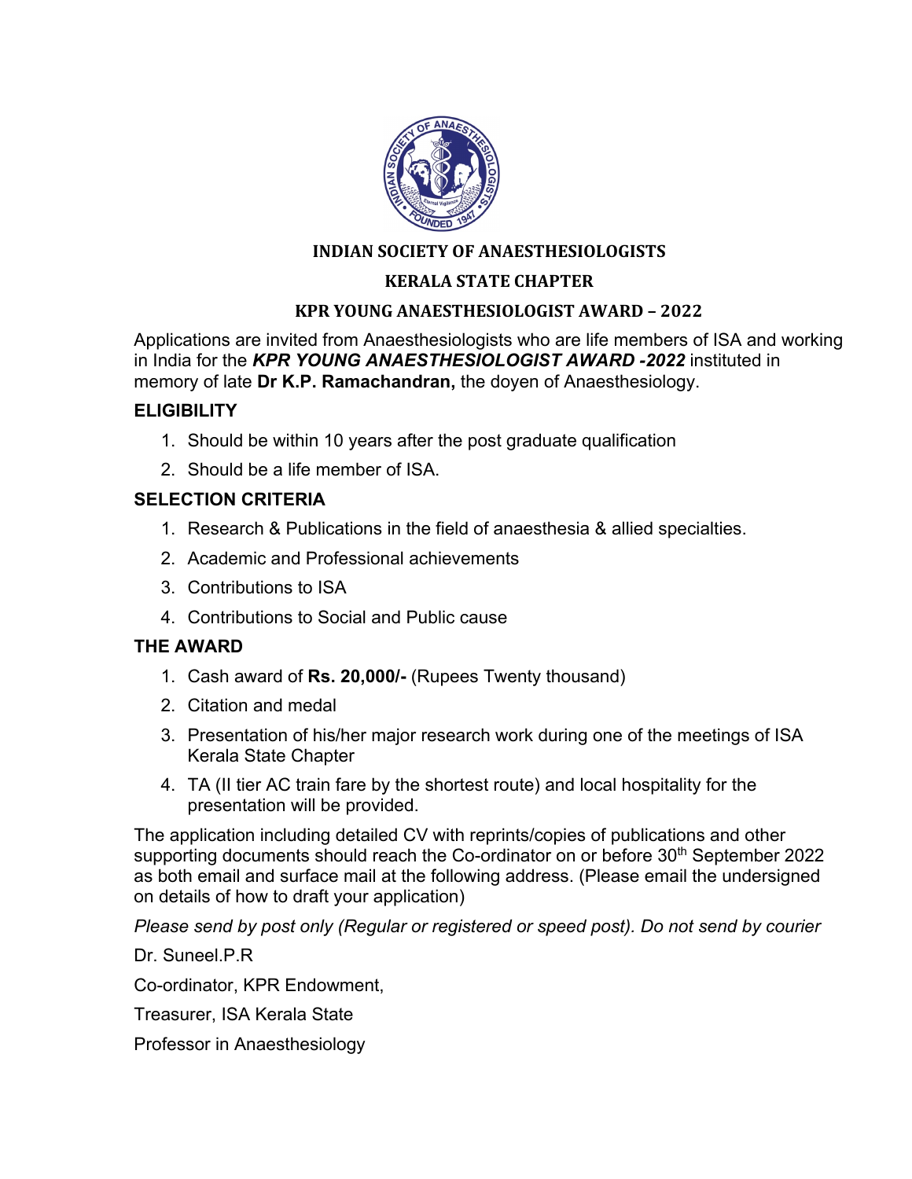# INDIAN SOCIETY OF ANAESTHESIOLOGISTS

## KERALA STATE CHAPTER

## KPR YOUNG ANAESTHESIOLOGIST AWARD – 2022

Applications are invited from Anaesthesiologists who are life members of ISA and working in India for the ***KPR YOUNG ANAESTHESIOLOGIST AWARD -2022*** instituted in memory of late **Dr K.P. Ramachandran,** the doyen of Anaesthesiology.

### ELIGIBILITY

1. Should be within 10 years after the post graduate qualification
2. Should be a life member of ISA.

### SELECTION CRITERIA

1. Research & Publications in the field of anaesthesia & allied specialties.
2. Academic and Professional achievements
3. Contributions to ISA
4. Contributions to Social and Public cause

### THE AWARD

1. Cash award of **Rs. 20,000/-** (Rupees Twenty thousand)
2. Citation and medal
3. Presentation of his/her major research work during one of the meetings of ISA Kerala State Chapter
4. TA (II tier AC train fare by the shortest route) and local hospitality for the presentation will be provided.

The application including detailed CV with reprints/copies of publications and other supporting documents should reach the Co-ordinator on or before 30th September 2022 as both email and surface mail at the following address. (Please email the undersigned on details of how to draft your application)

*Please send by post only (Regular or registered or speed post). Do not send by courier*

Dr. Suneel.P.R

Co-ordinator, KPR Endowment,

Treasurer, ISA Kerala State

Professor in Anaesthesiology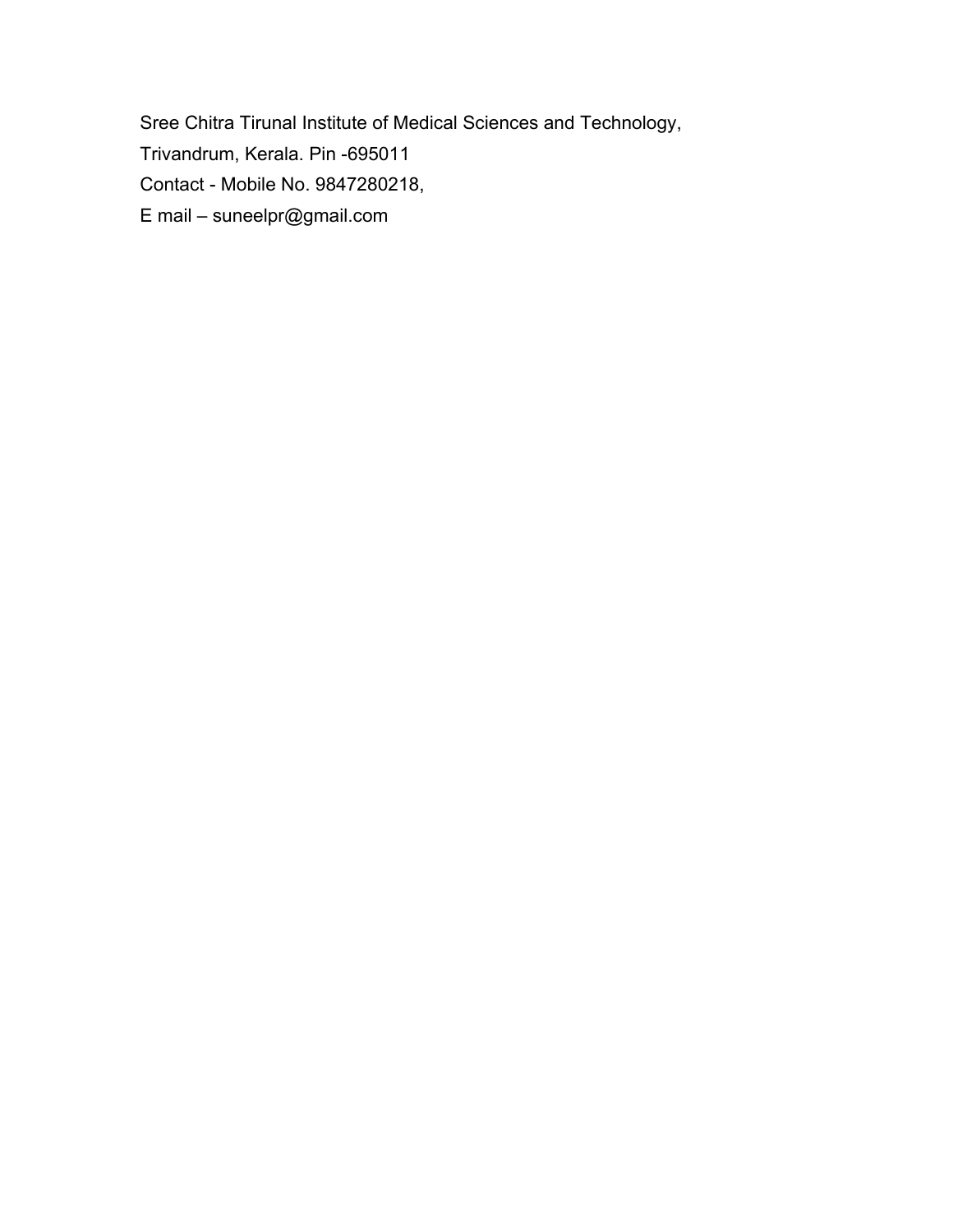Sree Chitra Tirunal Institute of Medical Sciences and Technology,

Trivandrum, Kerala. Pin -695011

Contact - Mobile No. 9847280218,

E mail – suneelpr@gmail.com